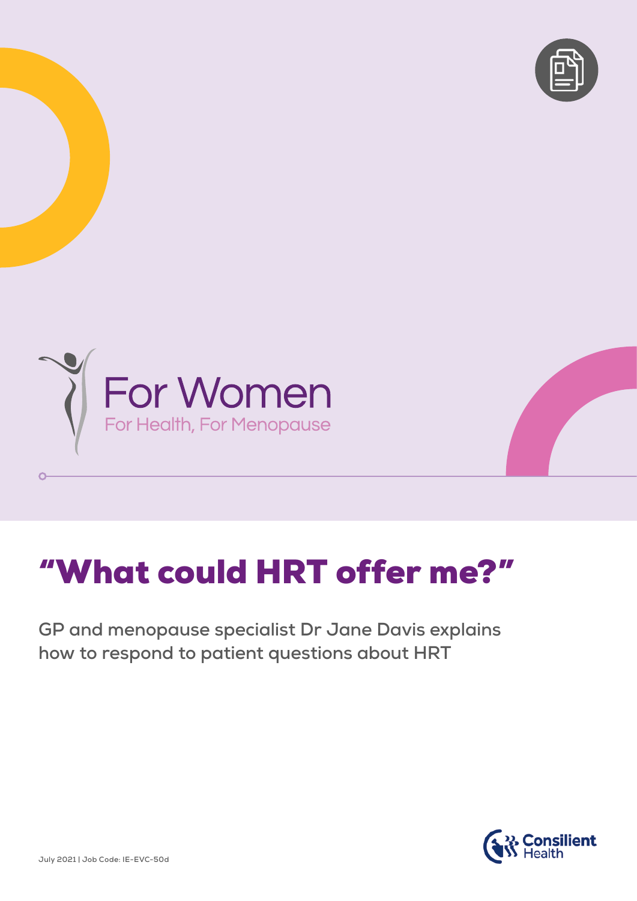For Women

For Health, For Menopause

# "What could HRT offer me?"

**GP and menopause specialist Dr Jane Davis explains how to respond to patient questions about HRT**

Consilient Health

July 2021 | Job Code: IE-EVC-50d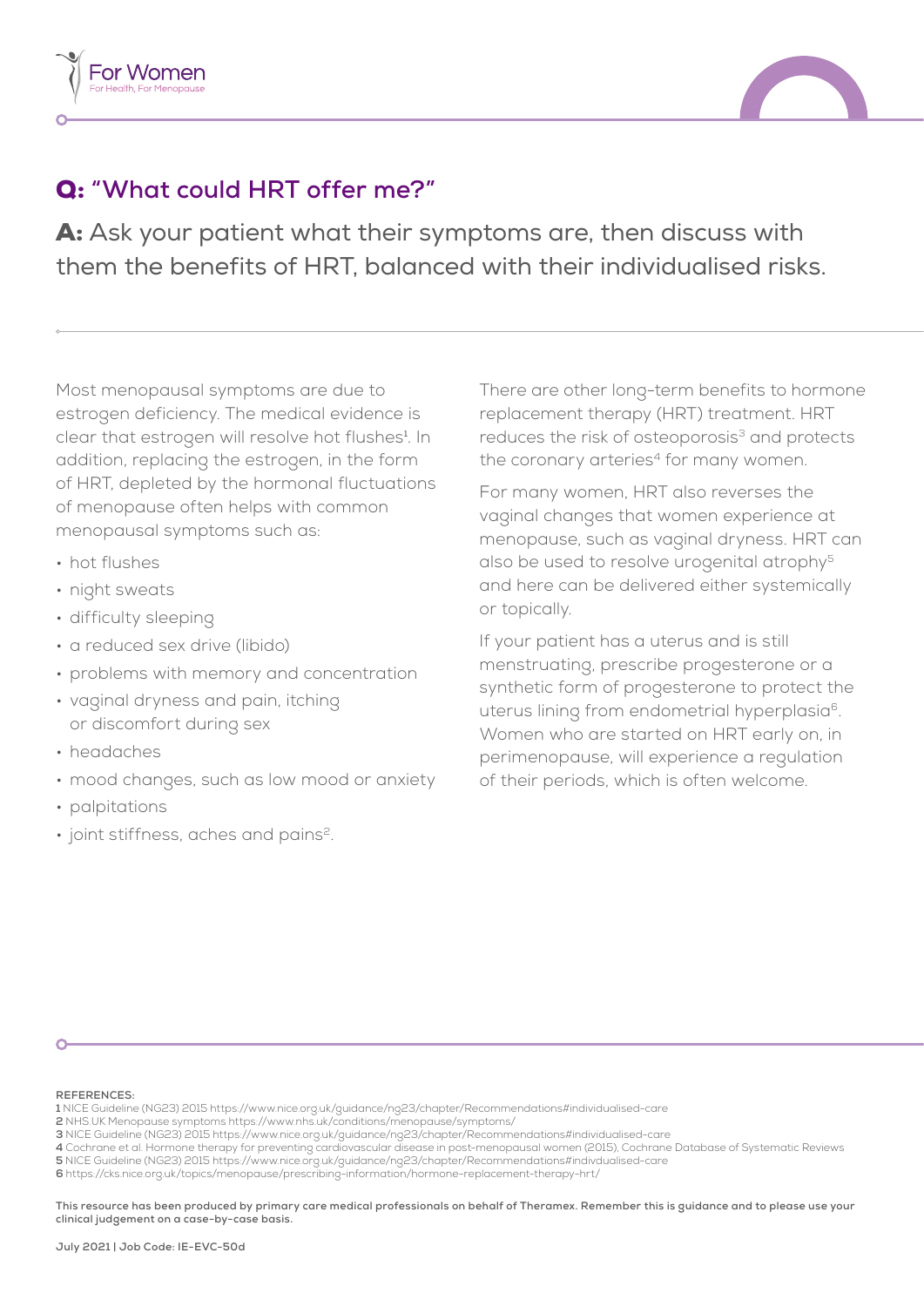## Q: "What could HRT offer me?"

**A:** Ask your patient what their symptoms are, then discuss with them the benefits of HRT, balanced with their individualised risks.

Most menopausal symptoms are due to estrogen deficiency. The medical evidence is clear that estrogen will resolve hot flushes[1]. In addition, replacing the estrogen, in the form of HRT, depleted by the hormonal fluctuations of menopause often helps with common menopausal symptoms such as:

- hot flushes
- night sweats
- difficulty sleeping
- a reduced sex drive (libido)
- problems with memory and concentration
- vaginal dryness and pain, itching or discomfort during sex
- headaches
- mood changes, such as low mood or anxiety
- palpitations
- joint stiffness, aches and pains[2].

There are other long-term benefits to hormone replacement therapy (HRT) treatment. HRT reduces the risk of osteoporosis[3] and protects the coronary arteries[4] for many women.

For many women, HRT also reverses the vaginal changes that women experience at menopause, such as vaginal dryness. HRT can also be used to resolve urogenital atrophy[5] and here can be delivered either systemically or topically.

If your patient has a uterus and is still menstruating, prescribe progesterone or a synthetic form of progesterone to protect the uterus lining from endometrial hyperplasia[6]. Women who are started on HRT early on, in perimenopause, will experience a regulation of their periods, which is often welcome.

**REFERENCES:**

**1** NICE Guideline (NG23) 2015 https://www.nice.org.uk/guidance/ng23/chapter/Recommendations#individualised-care
**2** NHS.UK Menopause symptoms https://www.nhs.uk/conditions/menopause/symptoms/
**3** NICE Guideline (NG23) 2015 https://www.nice.org.uk/guidance/ng23/chapter/Recommendations#individualised-care
**4** Cochrane et al. Hormone therapy for preventing cardiovascular disease in post-menopausal women (2015), Cochrane Database of Systematic Reviews
**5** NICE Guideline (NG23) 2015 https://www.nice.org.uk/guidance/ng23/chapter/Recommendations#indivdualised-care
**6** https://cks.nice.org.uk/topics/menopause/prescribing-information/hormone-replacement-therapy-hrt/

**This resource has been produced by primary care medical professionals on behalf of Theramex. Remember this is guidance and to please use your clinical judgement on a case-by-case basis.**

**July 2021 | Job Code: IE-EVC-50d**